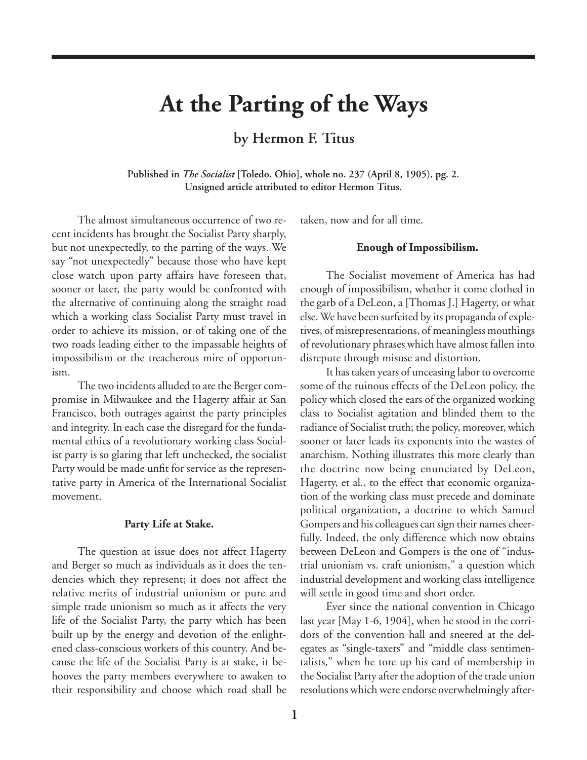# At the Parting of the Ways

## by Hermon F. Titus

**Published in *The Socialist* [Toledo, Ohio], whole no. 237 (April 8, 1905), pg. 2.**
**Unsigned article attributed to editor Hermon Titus.**

The almost simultaneous occurrence of two recent incidents has brought the Socialist Party sharply, but not unexpectedly, to the parting of the ways. We say "not unexpectedly" because those who have kept close watch upon party affairs have foreseen that, sooner or later, the party would be confronted with the alternative of continuing along the straight road which a working class Socialist Party must travel in order to achieve its mission, or of taking one of the two roads leading either to the impassable heights of impossibilism or the treacherous mire of opportunism.

The two incidents alluded to are the Berger compromise in Milwaukee and the Hagerty affair at San Francisco, both outrages against the party principles and integrity. In each case the disregard for the fundamental ethics of a revolutionary working class Socialist party is so glaring that left unchecked, the socialist Party would be made unfit for service as the representative party in America of the International Socialist movement.

### Party Life at Stake.

The question at issue does not affect Hagerty and Berger so much as individuals as it does the tendencies which they represent; it does not affect the relative merits of industrial unionism or pure and simple trade unionism so much as it affects the very life of the Socialist Party, the party which has been built up by the energy and devotion of the enlightened class-conscious workers of this country. And because the life of the Socialist Party is at stake, it behooves the party members everywhere to awaken to their responsibility and choose which road shall be taken, now and for all time.

### Enough of Impossibilism.

The Socialist movement of America has had enough of impossibilism, whether it come clothed in the garb of a DeLeon, a [Thomas J.] Hagerty, or what else. We have been surfeited by its propaganda of expletives, of misrepresentations, of meaningless mouthings of revolutionary phrases which have almost fallen into disrepute through misuse and distortion.

It has taken years of unceasing labor to overcome some of the ruinous effects of the DeLeon policy, the policy which closed the ears of the organized working class to Socialist agitation and blinded them to the radiance of Socialist truth; the policy, moreover, which sooner or later leads its exponents into the wastes of anarchism. Nothing illustrates this more clearly than the doctrine now being enunciated by DeLeon, Hagerty, et al., to the effect that economic organization of the working class must precede and dominate political organization, a doctrine to which Samuel Gompers and his colleagues can sign their names cheerfully. Indeed, the only difference which now obtains between DeLeon and Gompers is the one of "industrial unionism vs. craft unionism," a question which industrial development and working class intelligence will settle in good time and short order.

Ever since the national convention in Chicago last year [May 1-6, 1904], when he stood in the corridors of the convention hall and sneered at the delegates as "single-taxers" and "middle class sentimentalists," when he tore up his card of membership in the Socialist Party after the adoption of the trade union resolutions which were endorse overwhelmingly after-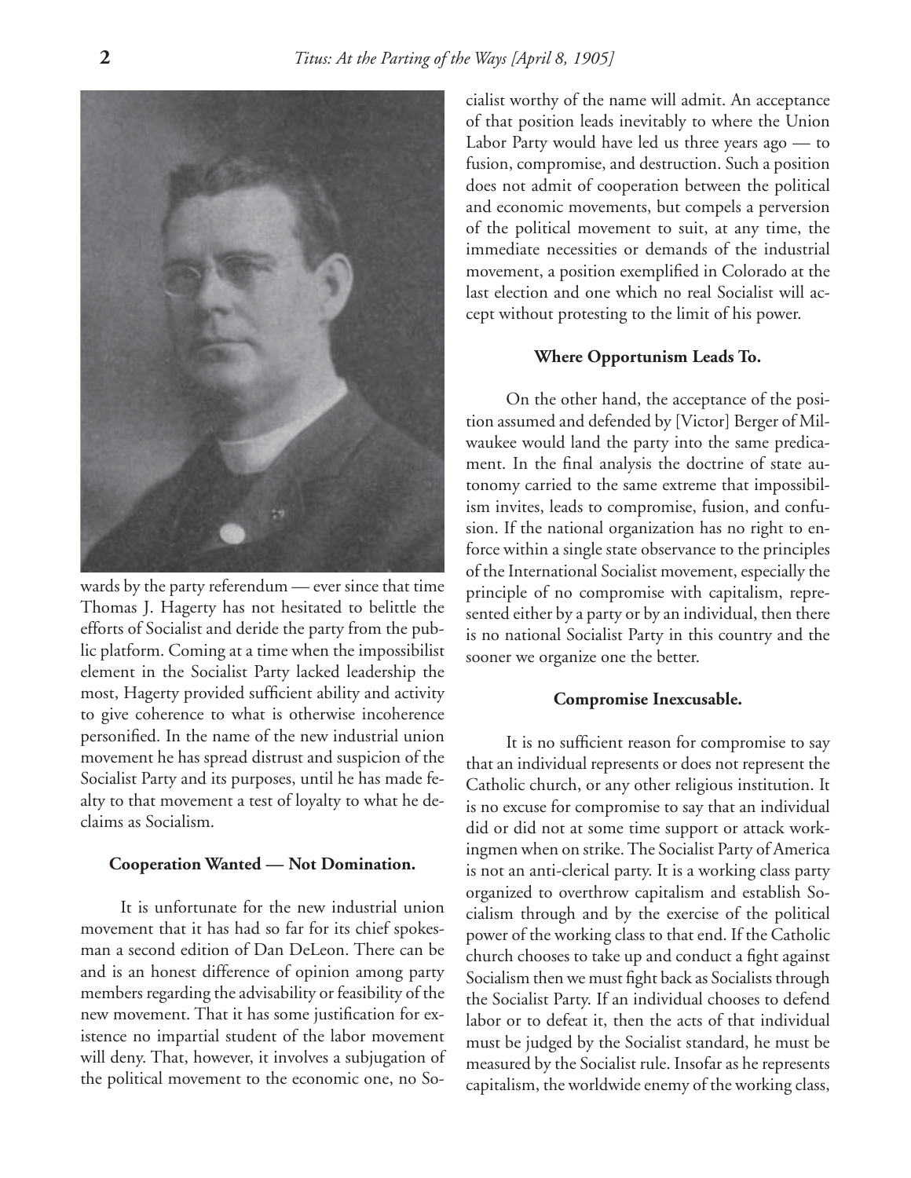wards by the party referendum — ever since that time Thomas J. Hagerty has not hesitated to belittle the efforts of Socialist and deride the party from the public platform. Coming at a time when the impossibilist element in the Socialist Party lacked leadership the most, Hagerty provided sufficient ability and activity to give coherence to what is otherwise incoherence personified. In the name of the new industrial union movement he has spread distrust and suspicion of the Socialist Party and its purposes, until he has made fealty to that movement a test of loyalty to what he declaims as Socialism.

#### Cooperation Wanted — Not Domination.

It is unfortunate for the new industrial union movement that it has had so far for its chief spokesman a second edition of Dan DeLeon. There can be and is an honest difference of opinion among party members regarding the advisability or feasibility of the new movement. That it has some justification for existence no impartial student of the labor movement will deny. That, however, it involves a subjugation of the political movement to the economic one, no Socialist worthy of the name will admit. An acceptance of that position leads inevitably to where the Union Labor Party would have led us three years ago — to fusion, compromise, and destruction. Such a position does not admit of cooperation between the political and economic movements, but compels a perversion of the political movement to suit, at any time, the immediate necessities or demands of the industrial movement, a position exemplified in Colorado at the last election and one which no real Socialist will accept without protesting to the limit of his power.

#### Where Opportunism Leads To.

On the other hand, the acceptance of the position assumed and defended by [Victor] Berger of Milwaukee would land the party into the same predicament. In the final analysis the doctrine of state autonomy carried to the same extreme that impossibilism invites, leads to compromise, fusion, and confusion. If the national organization has no right to enforce within a single state observance to the principles of the International Socialist movement, especially the principle of no compromise with capitalism, represented either by a party or by an individual, then there is no national Socialist Party in this country and the sooner we organize one the better.

#### Compromise Inexcusable.

It is no sufficient reason for compromise to say that an individual represents or does not represent the Catholic church, or any other religious institution. It is no excuse for compromise to say that an individual did or did not at some time support or attack workingmen when on strike. The Socialist Party of America is not an anti-clerical party. It is a working class party organized to overthrow capitalism and establish Socialism through and by the exercise of the political power of the working class to that end. If the Catholic church chooses to take up and conduct a fight against Socialism then we must fight back as Socialists through the Socialist Party. If an individual chooses to defend labor or to defeat it, then the acts of that individual must be judged by the Socialist standard, he must be measured by the Socialist rule. Insofar as he represents capitalism, the worldwide enemy of the working class,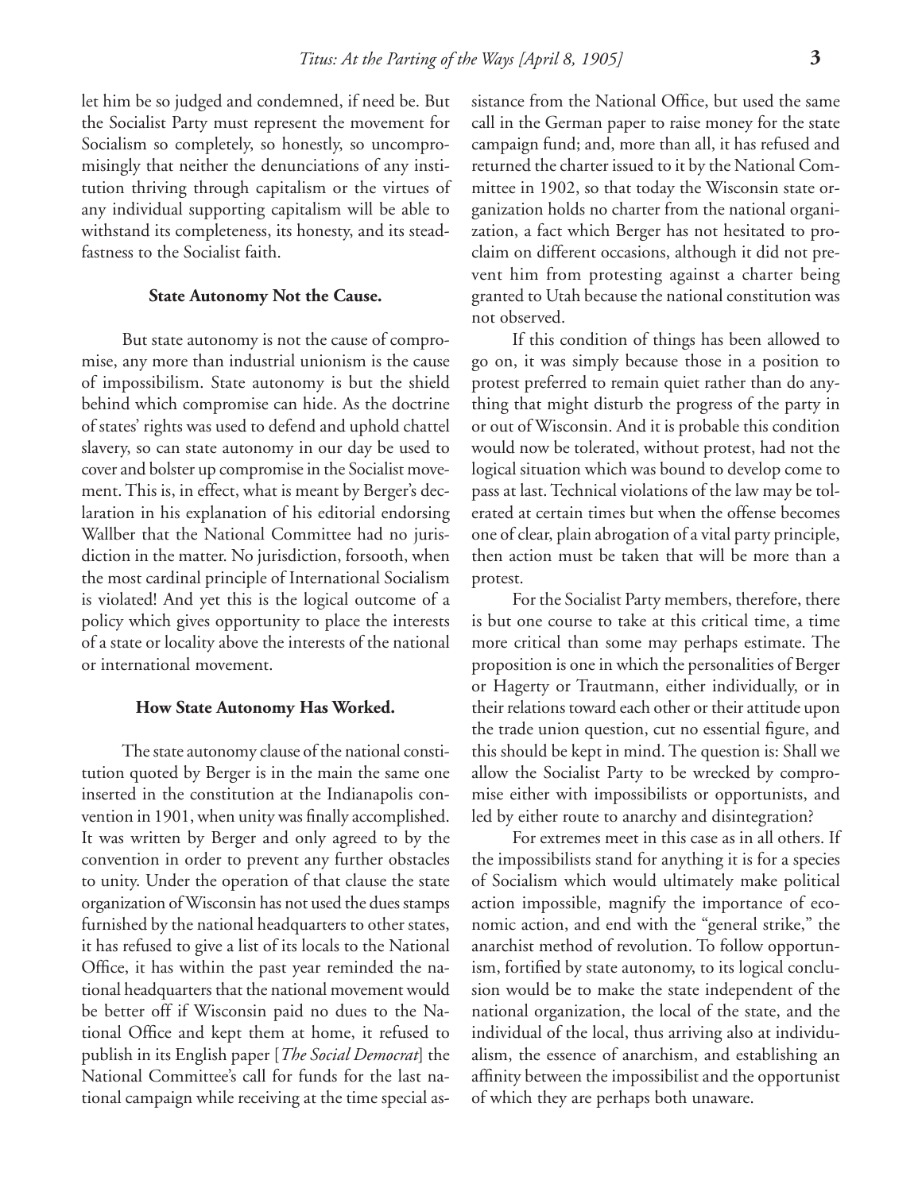let him be so judged and condemned, if need be. But the Socialist Party must represent the movement for Socialism so completely, so honestly, so uncompromisingly that neither the denunciations of any institution thriving through capitalism or the virtues of any individual supporting capitalism will be able to withstand its completeness, its honesty, and its steadfastness to the Socialist faith.

**State Autonomy Not the Cause.**

But state autonomy is not the cause of compromise, any more than industrial unionism is the cause of impossibilism. State autonomy is but the shield behind which compromise can hide. As the doctrine of states' rights was used to defend and uphold chattel slavery, so can state autonomy in our day be used to cover and bolster up compromise in the Socialist movement. This is, in effect, what is meant by Berger's declaration in his explanation of his editorial endorsing Wallber that the National Committee had no jurisdiction in the matter. No jurisdiction, forsooth, when the most cardinal principle of International Socialism is violated! And yet this is the logical outcome of a policy which gives opportunity to place the interests of a state or locality above the interests of the national or international movement.

**How State Autonomy Has Worked.**

The state autonomy clause of the national constitution quoted by Berger is in the main the same one inserted in the constitution at the Indianapolis convention in 1901, when unity was finally accomplished. It was written by Berger and only agreed to by the convention in order to prevent any further obstacles to unity. Under the operation of that clause the state organization of Wisconsin has not used the dues stamps furnished by the national headquarters to other states, it has refused to give a list of its locals to the National Office, it has within the past year reminded the national headquarters that the national movement would be better off if Wisconsin paid no dues to the National Office and kept them at home, it refused to publish in its English paper [*The Social Democrat*] the National Committee's call for funds for the last national campaign while receiving at the time special assistance from the National Office, but used the same call in the German paper to raise money for the state campaign fund; and, more than all, it has refused and returned the charter issued to it by the National Committee in 1902, so that today the Wisconsin state organization holds no charter from the national organization, a fact which Berger has not hesitated to proclaim on different occasions, although it did not prevent him from protesting against a charter being granted to Utah because the national constitution was not observed.

If this condition of things has been allowed to go on, it was simply because those in a position to protest preferred to remain quiet rather than do anything that might disturb the progress of the party in or out of Wisconsin. And it is probable this condition would now be tolerated, without protest, had not the logical situation which was bound to develop come to pass at last. Technical violations of the law may be tolerated at certain times but when the offense becomes one of clear, plain abrogation of a vital party principle, then action must be taken that will be more than a protest.

For the Socialist Party members, therefore, there is but one course to take at this critical time, a time more critical than some may perhaps estimate. The proposition is one in which the personalities of Berger or Hagerty or Trautmann, either individually, or in their relations toward each other or their attitude upon the trade union question, cut no essential figure, and this should be kept in mind. The question is: Shall we allow the Socialist Party to be wrecked by compromise either with impossibilists or opportunists, and led by either route to anarchy and disintegration?

For extremes meet in this case as in all others. If the impossibilists stand for anything it is for a species of Socialism which would ultimately make political action impossible, magnify the importance of economic action, and end with the "general strike," the anarchist method of revolution. To follow opportunism, fortified by state autonomy, to its logical conclusion would be to make the state independent of the national organization, the local of the state, and the individual of the local, thus arriving also at individualism, the essence of anarchism, and establishing an affinity between the impossibilist and the opportunist of which they are perhaps both unaware.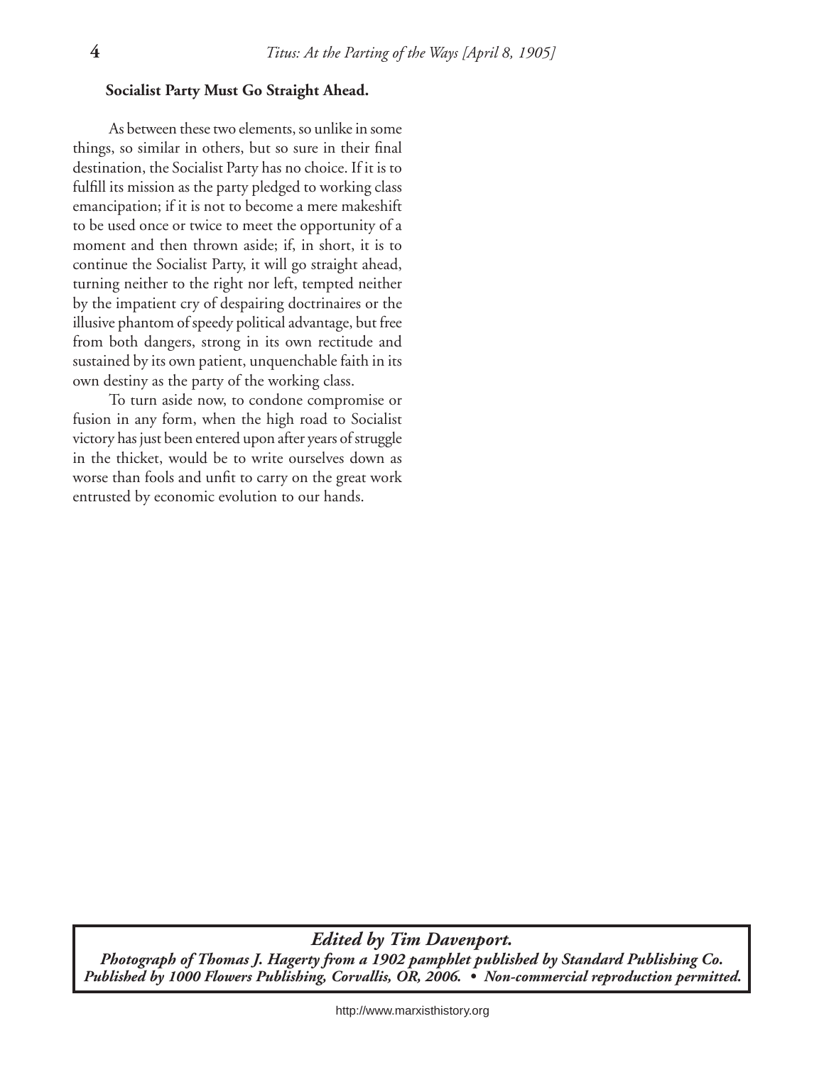**Socialist Party Must Go Straight Ahead.**

As between these two elements, so unlike in some things, so similar in others, but so sure in their final destination, the Socialist Party has no choice. If it is to fulfill its mission as the party pledged to working class emancipation; if it is not to become a mere makeshift to be used once or twice to meet the opportunity of a moment and then thrown aside; if, in short, it is to continue the Socialist Party, it will go straight ahead, turning neither to the right nor left, tempted neither by the impatient cry of despairing doctrinaires or the illusive phantom of speedy political advantage, but free from both dangers, strong in its own rectitude and sustained by its own patient, unquenchable faith in its own destiny as the party of the working class.

To turn aside now, to condone compromise or fusion in any form, when the high road to Socialist victory has just been entered upon after years of struggle in the thicket, would be to write ourselves down as worse than fools and unfit to carry on the great work entrusted by economic evolution to our hands.

***Edited by Tim Davenport.***
***Photograph of Thomas J. Hagerty from a 1902 pamphlet published by Standard Publishing Co.***
***Published by 1000 Flowers Publishing, Corvallis, OR, 2006. • Non-commercial reproduction permitted.***

http://www.marxisthistory.org